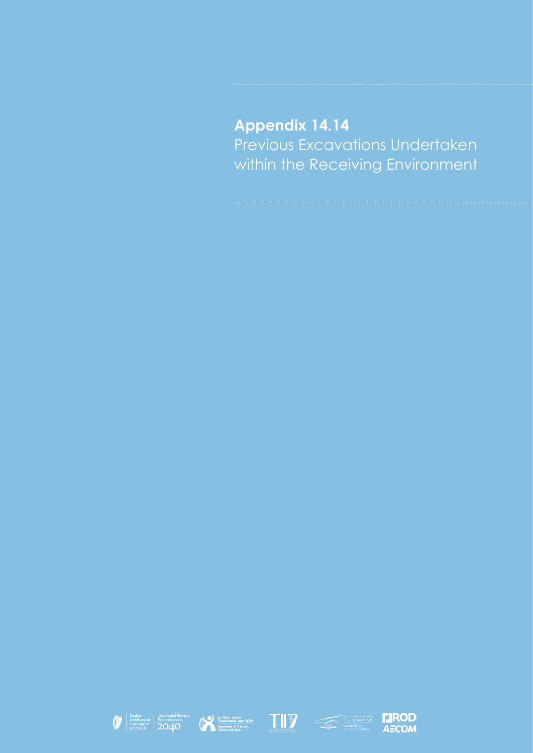# Appendix 14.14

Previous Excavations Undertaken within the Receiving Environment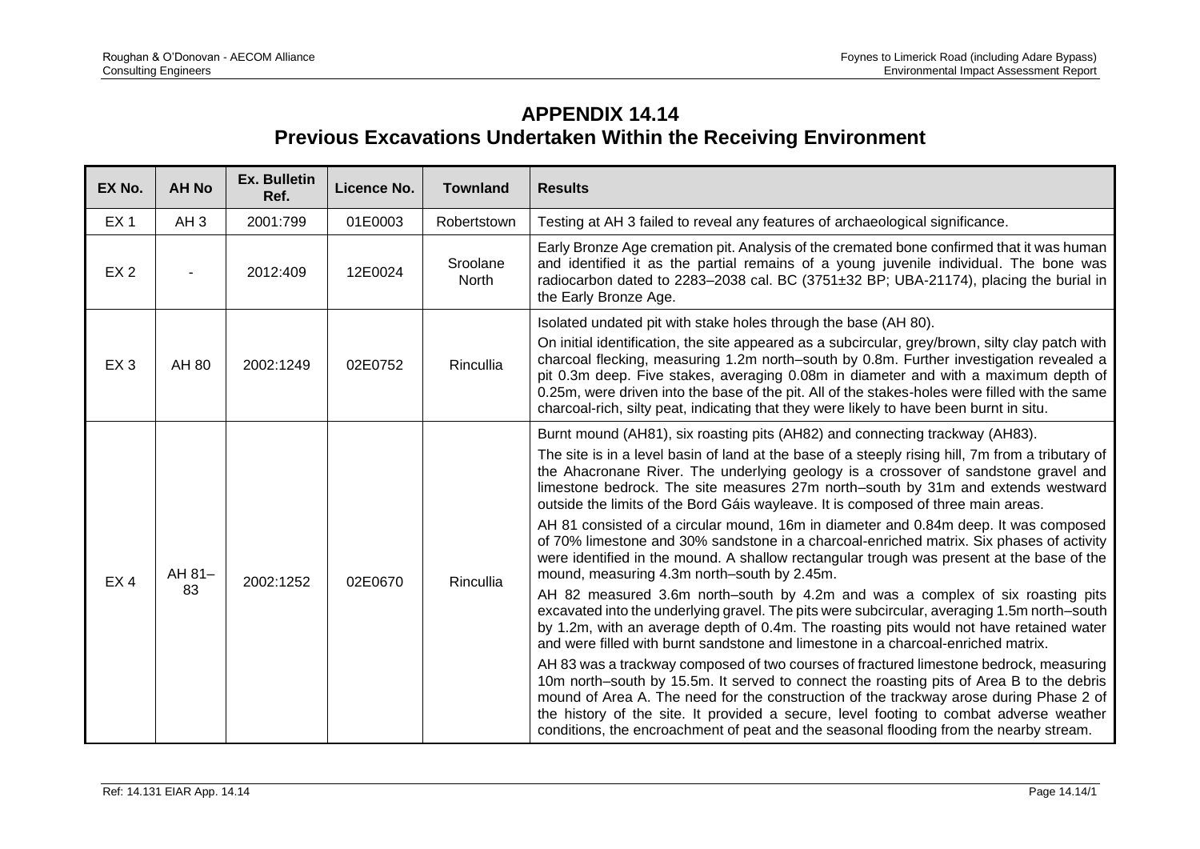# APPENDIX 14.14

## Previous Excavations Undertaken Within the Receiving Environment

| EX No. | AH No | Ex. Bulletin Ref. | Licence No. | Townland | Results |
|---|---|---|---|---|---|
| EX 1 | AH 3 | 2001:799 | 01E0003 | Robertstown | Testing at AH 3 failed to reveal any features of archaeological significance. |
| EX 2 | - | 2012:409 | 12E0024 | Sroolane North | Early Bronze Age cremation pit. Analysis of the cremated bone confirmed that it was human and identified it as the partial remains of a young juvenile individual. The bone was radiocarbon dated to 2283–2038 cal. BC (3751±32 BP; UBA-21174), placing the burial in the Early Bronze Age. |
| EX 3 | AH 80 | 2002:1249 | 02E0752 | Rincullia | Isolated undated pit with stake holes through the base (AH 80).<br><br>On initial identification, the site appeared as a subcircular, grey/brown, silty clay patch with charcoal flecking, measuring 1.2m north–south by 0.8m. Further investigation revealed a pit 0.3m deep. Five stakes, averaging 0.08m in diameter and with a maximum depth of 0.25m, were driven into the base of the pit. All of the stakes-holes were filled with the same charcoal-rich, silty peat, indicating that they were likely to have been burnt in situ. |
| EX 4 | AH 81–83 | 2002:1252 | 02E0670 | Rincullia | Burnt mound (AH81), six roasting pits (AH82) and connecting trackway (AH83).<br><br>The site is in a level basin of land at the base of a steeply rising hill, 7m from a tributary of the Ahacronane River. The underlying geology is a crossover of sandstone gravel and limestone bedrock. The site measures 27m north–south by 31m and extends westward outside the limits of the Bord Gáis wayleave. It is composed of three main areas.<br><br>AH 81 consisted of a circular mound, 16m in diameter and 0.84m deep. It was composed of 70% limestone and 30% sandstone in a charcoal-enriched matrix. Six phases of activity were identified in the mound. A shallow rectangular trough was present at the base of the mound, measuring 4.3m north–south by 2.45m.<br><br>AH 82 measured 3.6m north–south by 4.2m and was a complex of six roasting pits excavated into the underlying gravel. The pits were subcircular, averaging 1.5m north–south by 1.2m, with an average depth of 0.4m. The roasting pits would not have retained water and were filled with burnt sandstone and limestone in a charcoal-enriched matrix.<br><br>AH 83 was a trackway composed of two courses of fractured limestone bedrock, measuring 10m north–south by 15.5m. It served to connect the roasting pits of Area B to the debris mound of Area A. The need for the construction of the trackway arose during Phase 2 of the history of the site. It provided a secure, level footing to combat adverse weather conditions, the encroachment of peat and the seasonal flooding from the nearby stream. |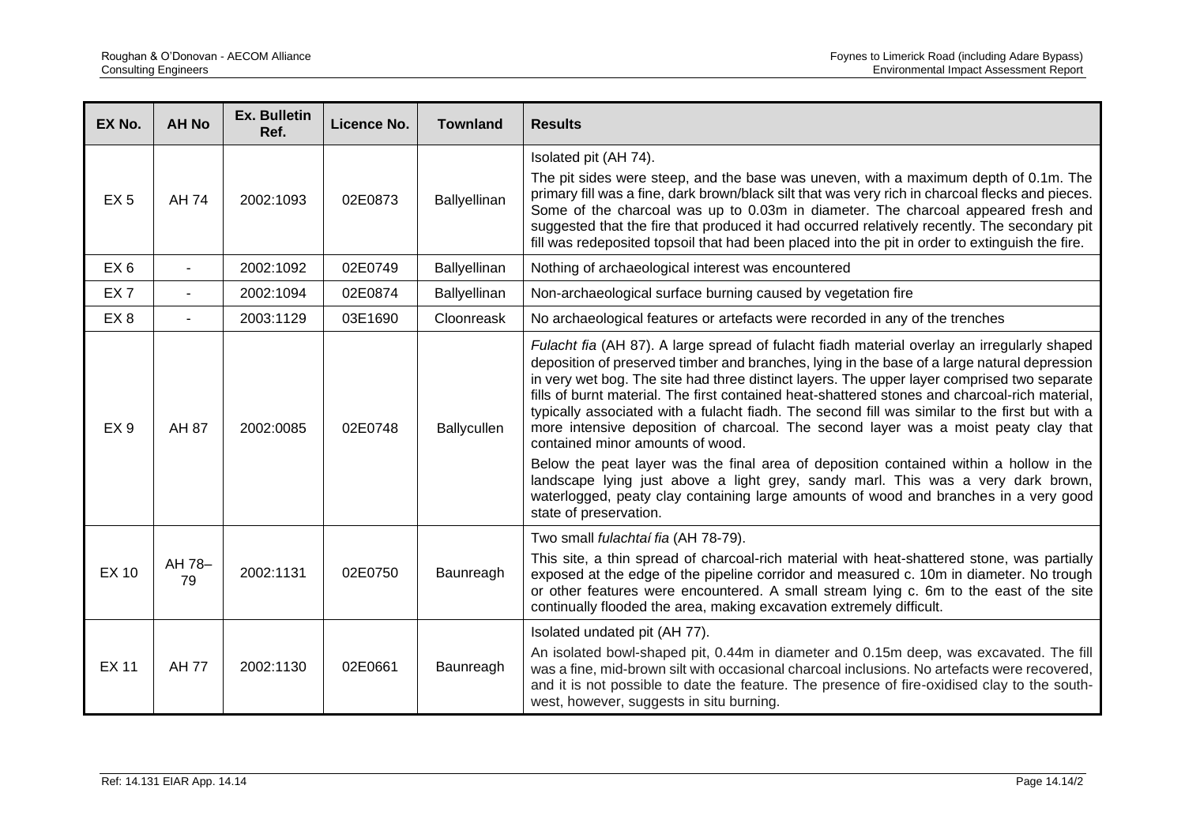| EX No. | AH No | Ex. Bulletin Ref. | Licence No. | Townland | Results |
|---|---|---|---|---|---|
| EX 5 | AH 74 | 2002:1093 | 02E0873 | Ballyellinan | Isolated pit (AH 74).<br><br>The pit sides were steep, and the base was uneven, with a maximum depth of 0.1m. The primary fill was a fine, dark brown/black silt that was very rich in charcoal flecks and pieces. Some of the charcoal was up to 0.03m in diameter. The charcoal appeared fresh and suggested that the fire that produced it had occurred relatively recently. The secondary pit fill was redeposited topsoil that had been placed into the pit in order to extinguish the fire. |
| EX 6 | - | 2002:1092 | 02E0749 | Ballyellinan | Nothing of archaeological interest was encountered |
| EX 7 | - | 2002:1094 | 02E0874 | Ballyellinan | Non-archaeological surface burning caused by vegetation fire |
| EX 8 | - | 2003:1129 | 03E1690 | Cloonreask | No archaeological features or artefacts were recorded in any of the trenches |
| EX 9 | AH 87 | 2002:0085 | 02E0748 | Ballycullen | *Fulacht fia* (AH 87). A large spread of fulacht fiadh material overlay an irregularly shaped deposition of preserved timber and branches, lying in the base of a large natural depression in very wet bog. The site had three distinct layers. The upper layer comprised two separate fills of burnt material. The first contained heat-shattered stones and charcoal-rich material, typically associated with a fulacht fiadh. The second fill was similar to the first but with a more intensive deposition of charcoal. The second layer was a moist peaty clay that contained minor amounts of wood.<br><br>Below the peat layer was the final area of deposition contained within a hollow in the landscape lying just above a light grey, sandy marl. This was a very dark brown, waterlogged, peaty clay containing large amounts of wood and branches in a very good state of preservation. |
| EX 10 | AH 78–79 | 2002:1131 | 02E0750 | Baunreagh | Two small *fulachtaí fia* (AH 78-79).<br><br>This site, a thin spread of charcoal-rich material with heat-shattered stone, was partially exposed at the edge of the pipeline corridor and measured c. 10m in diameter. No trough or other features were encountered. A small stream lying c. 6m to the east of the site continually flooded the area, making excavation extremely difficult. |
| EX 11 | AH 77 | 2002:1130 | 02E0661 | Baunreagh | Isolated undated pit (AH 77).<br><br>An isolated bowl-shaped pit, 0.44m in diameter and 0.15m deep, was excavated. The fill was a fine, mid-brown silt with occasional charcoal inclusions. No artefacts were recovered, and it is not possible to date the feature. The presence of fire-oxidised clay to the south-west, however, suggests in situ burning. |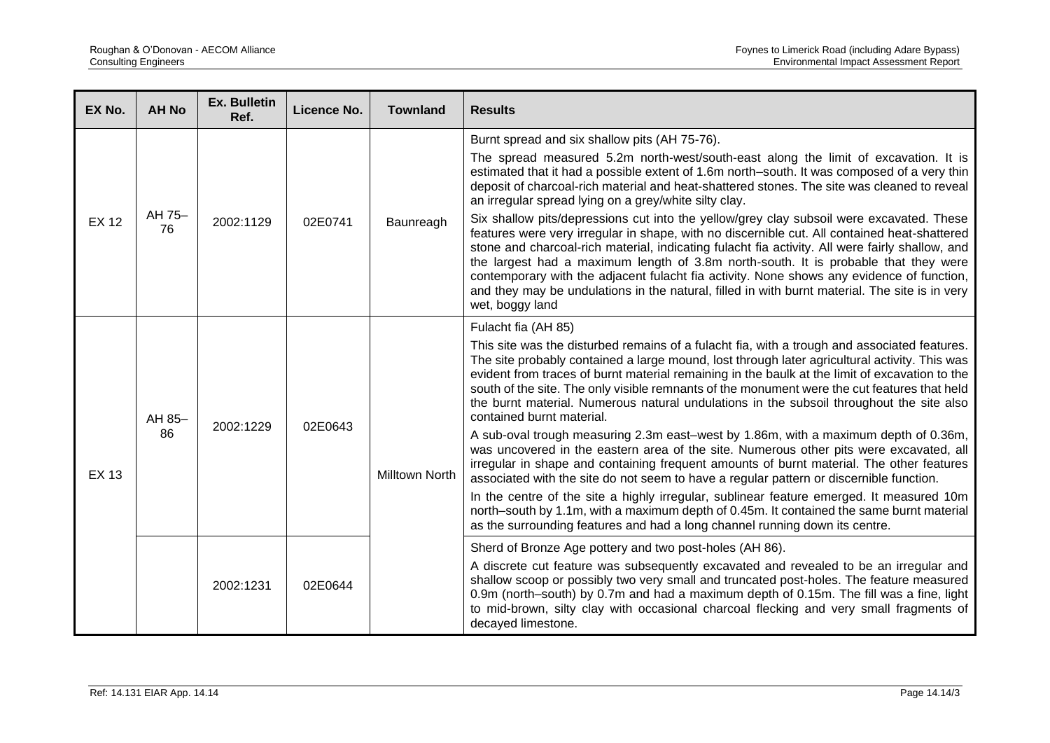| EX No. | AH No | Ex. Bulletin Ref. | Licence No. | Townland | Results |
|---|---|---|---|---|---|
| EX 12 | AH 75–76 | 2002:1129 | 02E0741 | Baunreagh | Burnt spread and six shallow pits (AH 75-76).<br><br>The spread measured 5.2m north-west/south-east along the limit of excavation. It is estimated that it had a possible extent of 1.6m north–south. It was composed of a very thin deposit of charcoal-rich material and heat-shattered stones. The site was cleaned to reveal an irregular spread lying on a grey/white silty clay.<br><br>Six shallow pits/depressions cut into the yellow/grey clay subsoil were excavated. These features were very irregular in shape, with no discernible cut. All contained heat-shattered stone and charcoal-rich material, indicating fulacht fia activity. All were fairly shallow, and the largest had a maximum length of 3.8m north-south. It is probable that they were contemporary with the adjacent fulacht fia activity. None shows any evidence of function, and they may be undulations in the natural, filled in with burnt material. The site is in very wet, boggy land |
| EX 13 | AH 85–86 | 2002:1229 | 02E0643 | Milltown North | Fulacht fia (AH 85)<br><br>This site was the disturbed remains of a fulacht fia, with a trough and associated features. The site probably contained a large mound, lost through later agricultural activity. This was evident from traces of burnt material remaining in the baulk at the limit of excavation to the south of the site. The only visible remnants of the monument were the cut features that held the burnt material. Numerous natural undulations in the subsoil throughout the site also contained burnt material.<br><br>A sub-oval trough measuring 2.3m east–west by 1.86m, with a maximum depth of 0.36m, was uncovered in the eastern area of the site. Numerous other pits were excavated, all irregular in shape and containing frequent amounts of burnt material. The other features associated with the site do not seem to have a regular pattern or discernible function.<br><br>In the centre of the site a highly irregular, sublinear feature emerged. It measured 10m north–south by 1.1m, with a maximum depth of 0.45m. It contained the same burnt material as the surrounding features and had a long channel running down its centre. |
| | | 2002:1231 | 02E0644 | | Sherd of Bronze Age pottery and two post-holes (AH 86).<br><br>A discrete cut feature was subsequently excavated and revealed to be an irregular and shallow scoop or possibly two very small and truncated post-holes. The feature measured 0.9m (north–south) by 0.7m and had a maximum depth of 0.15m. The fill was a fine, light to mid-brown, silty clay with occasional charcoal flecking and very small fragments of decayed limestone. |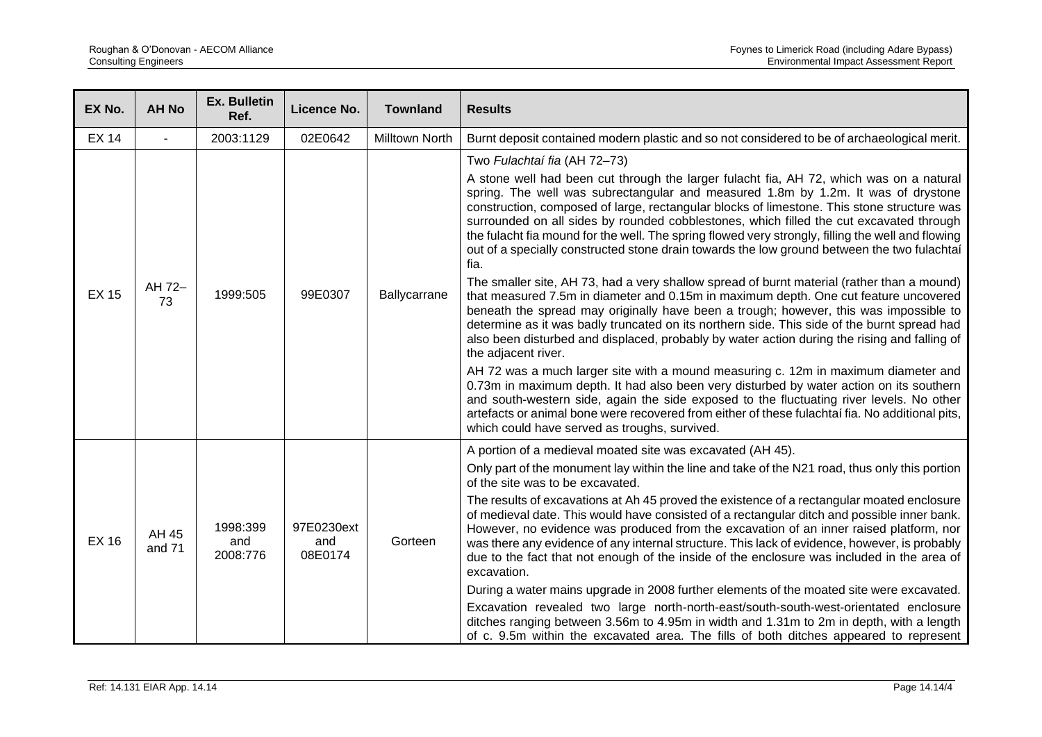| EX No. | AH No | Ex. Bulletin Ref. | Licence No. | Townland | Results |
|---|---|---|---|---|---|
| EX 14 | - | 2003:1129 | 02E0642 | Milltown North | Burnt deposit contained modern plastic and so not considered to be of archaeological merit. |
| EX 15 | AH 72–73 | 1999:505 | 99E0307 | Ballycarrane | Two *Fulachtaí fia* (AH 72–73)<br><br>A stone well had been cut through the larger fulacht fia, AH 72, which was on a natural spring. The well was subrectangular and measured 1.8m by 1.2m. It was of drystone construction, composed of large, rectangular blocks of limestone. This stone structure was surrounded on all sides by rounded cobblestones, which filled the cut excavated through the fulacht fia mound for the well. The spring flowed very strongly, filling the well and flowing out of a specially constructed stone drain towards the low ground between the two fulachtaí fia.<br><br>The smaller site, AH 73, had a very shallow spread of burnt material (rather than a mound) that measured 7.5m in diameter and 0.15m in maximum depth. One cut feature uncovered beneath the spread may originally have been a trough; however, this was impossible to determine as it was badly truncated on its northern side. This side of the burnt spread had also been disturbed and displaced, probably by water action during the rising and falling of the adjacent river.<br><br>AH 72 was a much larger site with a mound measuring c. 12m in maximum diameter and 0.73m in maximum depth. It had also been very disturbed by water action on its southern and south-western side, again the side exposed to the fluctuating river levels. No other artefacts or animal bone were recovered from either of these fulachtaí fia. No additional pits, which could have served as troughs, survived. |
| EX 16 | AH 45 and 71 | 1998:399 and 2008:776 | 97E0230ext and 08E0174 | Gorteen | A portion of a medieval moated site was excavated (AH 45).<br><br>Only part of the monument lay within the line and take of the N21 road, thus only this portion of the site was to be excavated.<br><br>The results of excavations at Ah 45 proved the existence of a rectangular moated enclosure of medieval date. This would have consisted of a rectangular ditch and possible inner bank. However, no evidence was produced from the excavation of an inner raised platform, nor was there any evidence of any internal structure. This lack of evidence, however, is probably due to the fact that not enough of the inside of the enclosure was included in the area of excavation.<br><br>During a water mains upgrade in 2008 further elements of the moated site were excavated.<br><br>Excavation revealed two large north-north-east/south-south-west-orientated enclosure ditches ranging between 3.56m to 4.95m in width and 1.31m to 2m in depth, with a length of c. 9.5m within the excavated area. The fills of both ditches appeared to represent |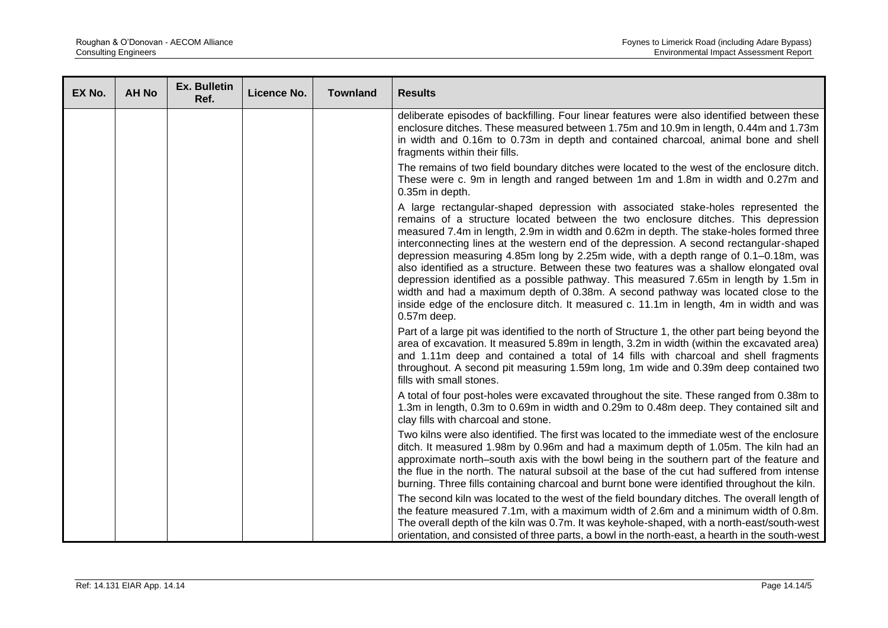| EX No. | AH No | Ex. Bulletin Ref. | Licence No. | Townland | Results |
|---|---|---|---|---|---|
| | | | | | deliberate episodes of backfilling. Four linear features were also identified between these enclosure ditches. These measured between 1.75m and 10.9m in length, 0.44m and 1.73m in width and 0.16m to 0.73m in depth and contained charcoal, animal bone and shell fragments within their fills.<br><br>The remains of two field boundary ditches were located to the west of the enclosure ditch. These were c. 9m in length and ranged between 1m and 1.8m in width and 0.27m and 0.35m in depth.<br><br>A large rectangular-shaped depression with associated stake-holes represented the remains of a structure located between the two enclosure ditches. This depression measured 7.4m in length, 2.9m in width and 0.62m in depth. The stake-holes formed three interconnecting lines at the western end of the depression. A second rectangular-shaped depression measuring 4.85m long by 2.25m wide, with a depth range of 0.1–0.18m, was also identified as a structure. Between these two features was a shallow elongated oval depression identified as a possible pathway. This measured 7.65m in length by 1.5m in width and had a maximum depth of 0.38m. A second pathway was located close to the inside edge of the enclosure ditch. It measured c. 11.1m in length, 4m in width and was 0.57m deep.<br><br>Part of a large pit was identified to the north of Structure 1, the other part being beyond the area of excavation. It measured 5.89m in length, 3.2m in width (within the excavated area) and 1.11m deep and contained a total of 14 fills with charcoal and shell fragments throughout. A second pit measuring 1.59m long, 1m wide and 0.39m deep contained two fills with small stones.<br><br>A total of four post-holes were excavated throughout the site. These ranged from 0.38m to 1.3m in length, 0.3m to 0.69m in width and 0.29m to 0.48m deep. They contained silt and clay fills with charcoal and stone.<br><br>Two kilns were also identified. The first was located to the immediate west of the enclosure ditch. It measured 1.98m by 0.96m and had a maximum depth of 1.05m. The kiln had an approximate north–south axis with the bowl being in the southern part of the feature and the flue in the north. The natural subsoil at the base of the cut had suffered from intense burning. Three fills containing charcoal and burnt bone were identified throughout the kiln.<br><br>The second kiln was located to the west of the field boundary ditches. The overall length of the feature measured 7.1m, with a maximum width of 2.6m and a minimum width of 0.8m. The overall depth of the kiln was 0.7m. It was keyhole-shaped, with a north-east/south-west orientation, and consisted of three parts, a bowl in the north-east, a hearth in the south-west |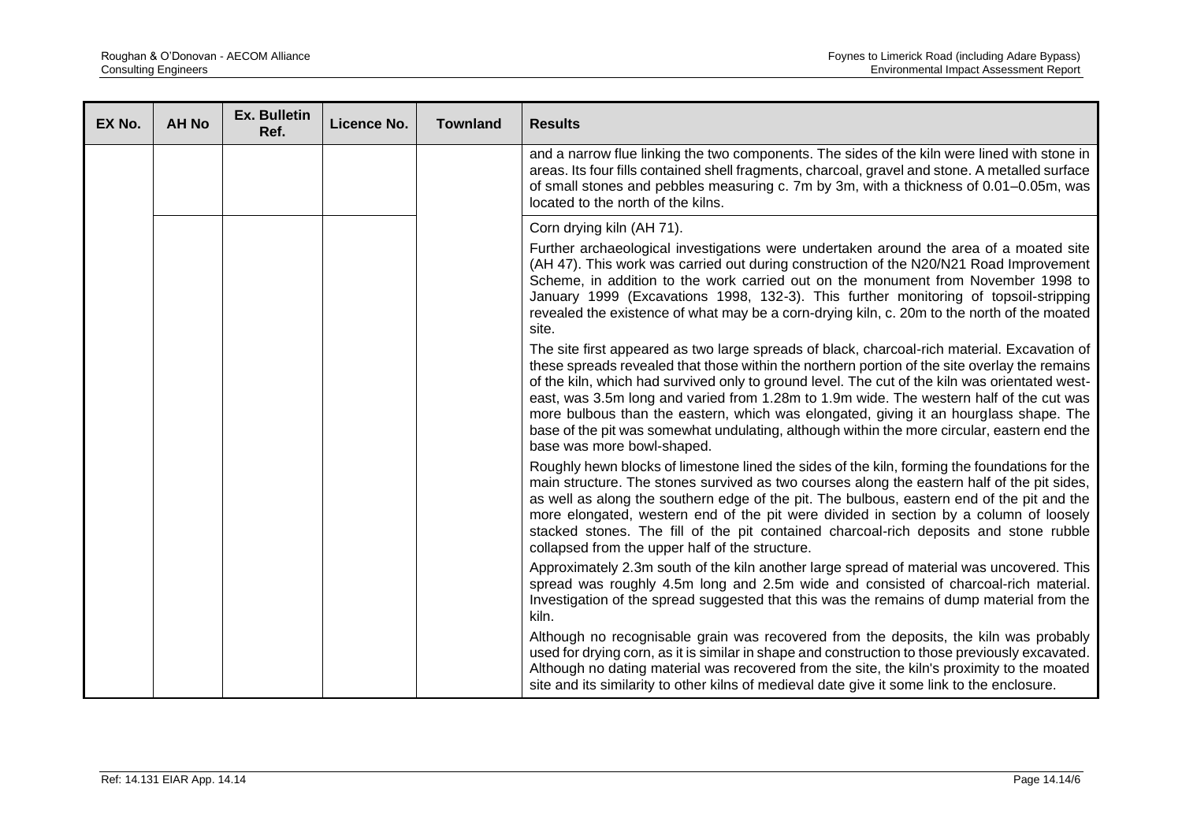| EX No. | AH No | Ex. Bulletin Ref. | Licence No. | Townland | Results |
|---|---|---|---|---|---|
| | | | | | and a narrow flue linking the two components. The sides of the kiln were lined with stone in areas. Its four fills contained shell fragments, charcoal, gravel and stone. A metalled surface of small stones and pebbles measuring c. 7m by 3m, with a thickness of 0.01–0.05m, was located to the north of the kilns. |
| | | | | | Corn drying kiln (AH 71).<br><br>Further archaeological investigations were undertaken around the area of a moated site (AH 47). This work was carried out during construction of the N20/N21 Road Improvement Scheme, in addition to the work carried out on the monument from November 1998 to January 1999 (Excavations 1998, 132-3). This further monitoring of topsoil-stripping revealed the existence of what may be a corn-drying kiln, c. 20m to the north of the moated site.<br><br>The site first appeared as two large spreads of black, charcoal-rich material. Excavation of these spreads revealed that those within the northern portion of the site overlay the remains of the kiln, which had survived only to ground level. The cut of the kiln was orientated west-east, was 3.5m long and varied from 1.28m to 1.9m wide. The western half of the cut was more bulbous than the eastern, which was elongated, giving it an hourglass shape. The base of the pit was somewhat undulating, although within the more circular, eastern end the base was more bowl-shaped.<br><br>Roughly hewn blocks of limestone lined the sides of the kiln, forming the foundations for the main structure. The stones survived as two courses along the eastern half of the pit sides, as well as along the southern edge of the pit. The bulbous, eastern end of the pit and the more elongated, western end of the pit were divided in section by a column of loosely stacked stones. The fill of the pit contained charcoal-rich deposits and stone rubble collapsed from the upper half of the structure.<br><br>Approximately 2.3m south of the kiln another large spread of material was uncovered. This spread was roughly 4.5m long and 2.5m wide and consisted of charcoal-rich material. Investigation of the spread suggested that this was the remains of dump material from the kiln.<br><br>Although no recognisable grain was recovered from the deposits, the kiln was probably used for drying corn, as it is similar in shape and construction to those previously excavated. Although no dating material was recovered from the site, the kiln's proximity to the moated site and its similarity to other kilns of medieval date give it some link to the enclosure. |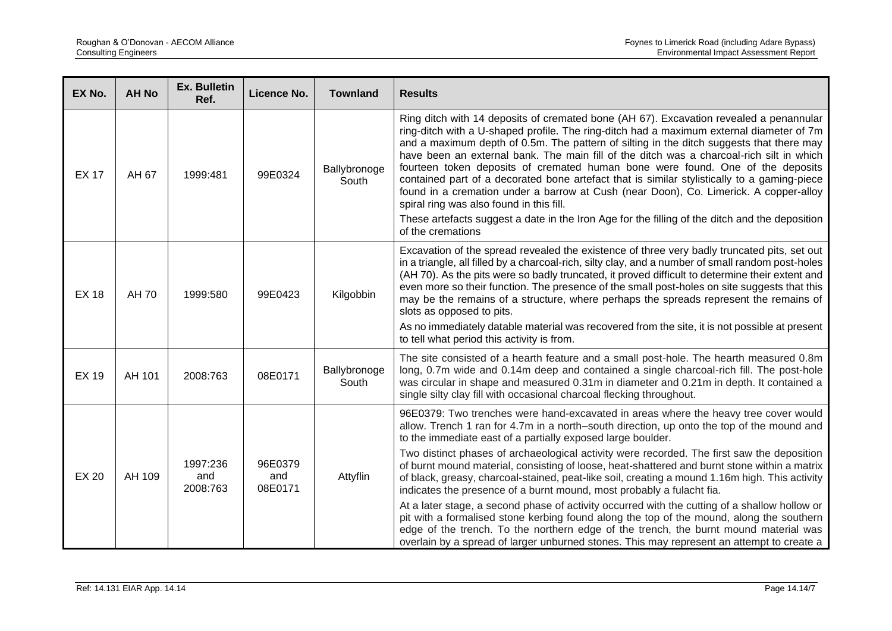| EX No. | AH No | Ex. Bulletin Ref. | Licence No. | Townland | Results |
|---|---|---|---|---|---|
| EX 17 | AH 67 | 1999:481 | 99E0324 | Ballybronoge South | Ring ditch with 14 deposits of cremated bone (AH 67). Excavation revealed a penannular ring-ditch with a U-shaped profile. The ring-ditch had a maximum external diameter of 7m and a maximum depth of 0.5m. The pattern of silting in the ditch suggests that there may have been an external bank. The main fill of the ditch was a charcoal-rich silt in which fourteen token deposits of cremated human bone were found. One of the deposits contained part of a decorated bone artefact that is similar stylistically to a gaming-piece found in a cremation under a barrow at Cush (near Doon), Co. Limerick. A copper-alloy spiral ring was also found in this fill.<br><br>These artefacts suggest a date in the Iron Age for the filling of the ditch and the deposition of the cremations |
| EX 18 | AH 70 | 1999:580 | 99E0423 | Kilgobbin | Excavation of the spread revealed the existence of three very badly truncated pits, set out in a triangle, all filled by a charcoal-rich, silty clay, and a number of small random post-holes (AH 70). As the pits were so badly truncated, it proved difficult to determine their extent and even more so their function. The presence of the small post-holes on site suggests that this may be the remains of a structure, where perhaps the spreads represent the remains of slots as opposed to pits.<br><br>As no immediately datable material was recovered from the site, it is not possible at present to tell what period this activity is from. |
| EX 19 | AH 101 | 2008:763 | 08E0171 | Ballybronoge South | The site consisted of a hearth feature and a small post-hole. The hearth measured 0.8m long, 0.7m wide and 0.14m deep and contained a single charcoal-rich fill. The post-hole was circular in shape and measured 0.31m in diameter and 0.21m in depth. It contained a single silty clay fill with occasional charcoal flecking throughout. |
| EX 20 | AH 109 | 1997:236 and 2008:763 | 96E0379 and 08E0171 | Attyflin | 96E0379: Two trenches were hand-excavated in areas where the heavy tree cover would allow. Trench 1 ran for 4.7m in a north–south direction, up onto the top of the mound and to the immediate east of a partially exposed large boulder.<br><br>Two distinct phases of archaeological activity were recorded. The first saw the deposition of burnt mound material, consisting of loose, heat-shattered and burnt stone within a matrix of black, greasy, charcoal-stained, peat-like soil, creating a mound 1.16m high. This activity indicates the presence of a burnt mound, most probably a fulacht fia.<br><br>At a later stage, a second phase of activity occurred with the cutting of a shallow hollow or pit with a formalised stone kerbing found along the top of the mound, along the southern edge of the trench. To the northern edge of the trench, the burnt mound material was overlain by a spread of larger unburned stones. This may represent an attempt to create a |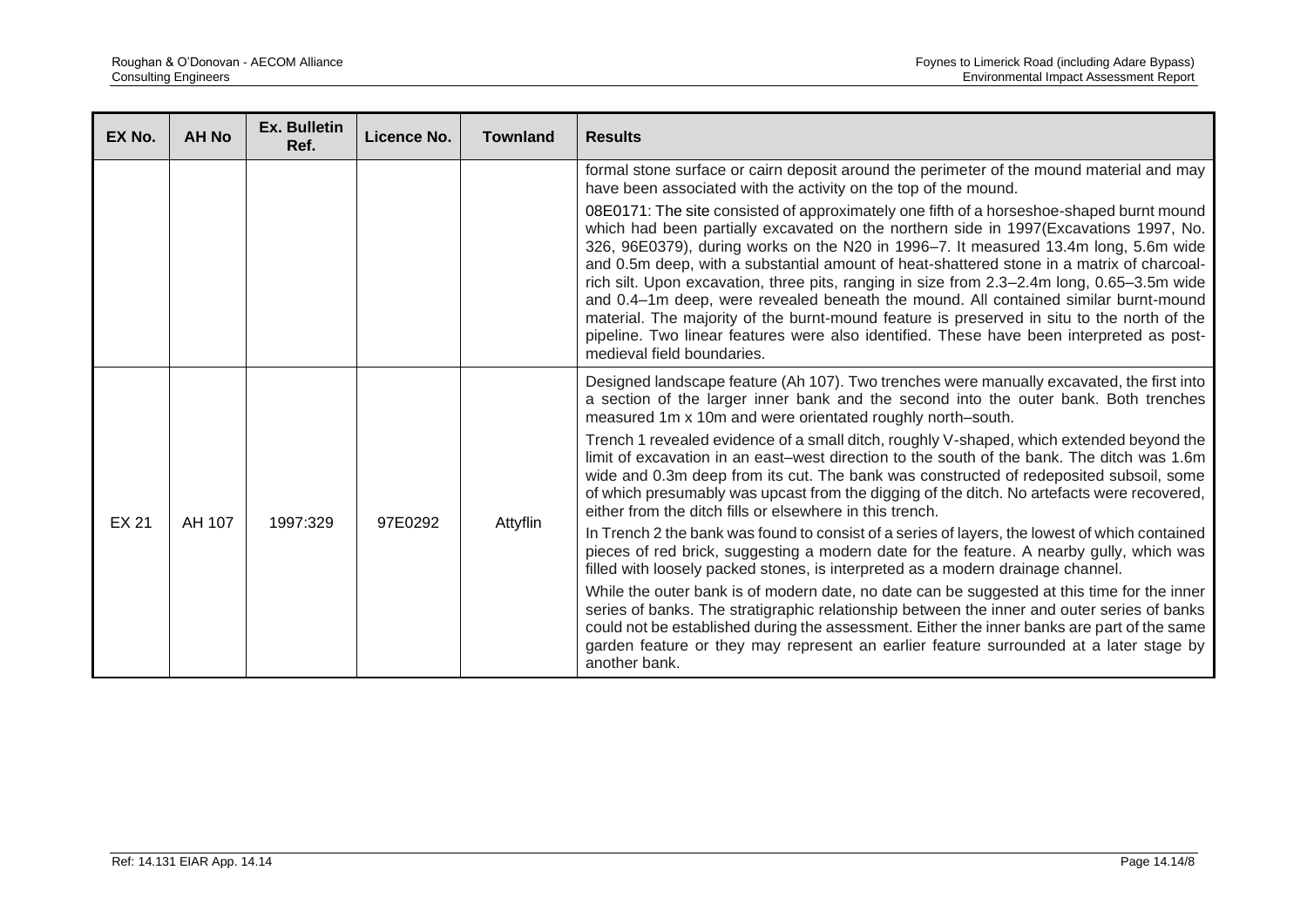| EX No. | AH No | Ex. Bulletin Ref. | Licence No. | Townland | Results |
|---|---|---|---|---|---|
| | | | | | formal stone surface or cairn deposit around the perimeter of the mound material and may have been associated with the activity on the top of the mound.<br><br>08E0171: The site consisted of approximately one fifth of a horseshoe-shaped burnt mound which had been partially excavated on the northern side in 1997(Excavations 1997, No. 326, 96E0379), during works on the N20 in 1996–7. It measured 13.4m long, 5.6m wide and 0.5m deep, with a substantial amount of heat-shattered stone in a matrix of charcoal-rich silt. Upon excavation, three pits, ranging in size from 2.3–2.4m long, 0.65–3.5m wide and 0.4–1m deep, were revealed beneath the mound. All contained similar burnt-mound material. The majority of the burnt-mound feature is preserved in situ to the north of the pipeline. Two linear features were also identified. These have been interpreted as post-medieval field boundaries. |
| EX 21 | AH 107 | 1997:329 | 97E0292 | Attyflin | Designed landscape feature (Ah 107). Two trenches were manually excavated, the first into a section of the larger inner bank and the second into the outer bank. Both trenches measured 1m x 10m and were orientated roughly north–south.<br><br>Trench 1 revealed evidence of a small ditch, roughly V-shaped, which extended beyond the limit of excavation in an east–west direction to the south of the bank. The ditch was 1.6m wide and 0.3m deep from its cut. The bank was constructed of redeposited subsoil, some of which presumably was upcast from the digging of the ditch. No artefacts were recovered, either from the ditch fills or elsewhere in this trench.<br><br>In Trench 2 the bank was found to consist of a series of layers, the lowest of which contained pieces of red brick, suggesting a modern date for the feature. A nearby gully, which was filled with loosely packed stones, is interpreted as a modern drainage channel.<br><br>While the outer bank is of modern date, no date can be suggested at this time for the inner series of banks. The stratigraphic relationship between the inner and outer series of banks could not be established during the assessment. Either the inner banks are part of the same garden feature or they may represent an earlier feature surrounded at a later stage by another bank. |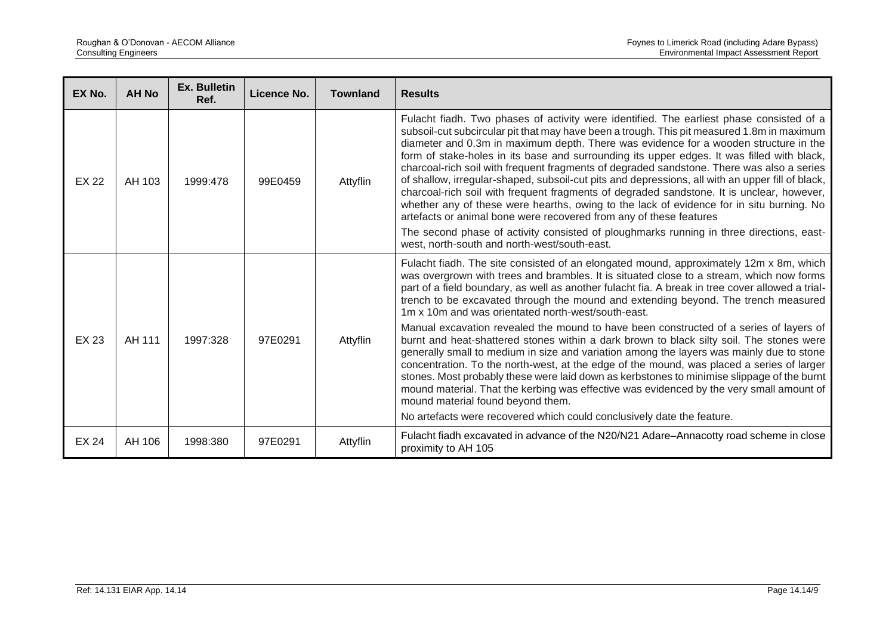| EX No. | AH No | Ex. Bulletin Ref. | Licence No. | Townland | Results |
|---|---|---|---|---|---|
| EX 22 | AH 103 | 1999:478 | 99E0459 | Attyflin | Fulacht fiadh. Two phases of activity were identified. The earliest phase consisted of a subsoil-cut subcircular pit that may have been a trough. This pit measured 1.8m in maximum diameter and 0.3m in maximum depth. There was evidence for a wooden structure in the form of stake-holes in its base and surrounding its upper edges. It was filled with black, charcoal-rich soil with frequent fragments of degraded sandstone. There was also a series of shallow, irregular-shaped, subsoil-cut pits and depressions, all with an upper fill of black, charcoal-rich soil with frequent fragments of degraded sandstone. It is unclear, however, whether any of these were hearths, owing to the lack of evidence for in situ burning. No artefacts or animal bone were recovered from any of these features<br><br>The second phase of activity consisted of ploughmarks running in three directions, east-west, north-south and north-west/south-east. |
| EX 23 | AH 111 | 1997:328 | 97E0291 | Attyflin | Fulacht fiadh. The site consisted of an elongated mound, approximately 12m x 8m, which was overgrown with trees and brambles. It is situated close to a stream, which now forms part of a field boundary, as well as another fulacht fia. A break in tree cover allowed a trial-trench to be excavated through the mound and extending beyond. The trench measured 1m x 10m and was orientated north-west/south-east.<br><br>Manual excavation revealed the mound to have been constructed of a series of layers of burnt and heat-shattered stones within a dark brown to black silty soil. The stones were generally small to medium in size and variation among the layers was mainly due to stone concentration. To the north-west, at the edge of the mound, was placed a series of larger stones. Most probably these were laid down as kerbstones to minimise slippage of the burnt mound material. That the kerbing was effective was evidenced by the very small amount of mound material found beyond them.<br><br>No artefacts were recovered which could conclusively date the feature. |
| EX 24 | AH 106 | 1998:380 | 97E0291 | Attyflin | Fulacht fiadh excavated in advance of the N20/N21 Adare–Annacotty road scheme in close proximity to AH 105 |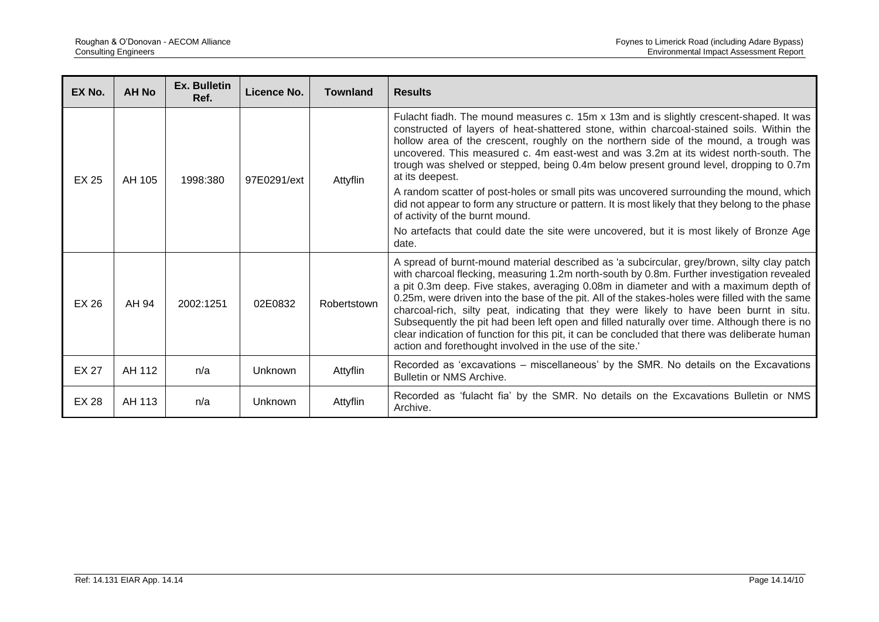| EX No. | AH No | Ex. Bulletin Ref. | Licence No. | Townland | Results |
|---|---|---|---|---|---|
| EX 25 | AH 105 | 1998:380 | 97E0291/ext | Attyflin | Fulacht fiadh. The mound measures c. 15m x 13m and is slightly crescent-shaped. It was constructed of layers of heat-shattered stone, within charcoal-stained soils. Within the hollow area of the crescent, roughly on the northern side of the mound, a trough was uncovered. This measured c. 4m east-west and was 3.2m at its widest north-south. The trough was shelved or stepped, being 0.4m below present ground level, dropping to 0.7m at its deepest.<br>A random scatter of post-holes or small pits was uncovered surrounding the mound, which did not appear to form any structure or pattern. It is most likely that they belong to the phase of activity of the burnt mound.<br>No artefacts that could date the site were uncovered, but it is most likely of Bronze Age date. |
| EX 26 | AH 94 | 2002:1251 | 02E0832 | Robertstown | A spread of burnt-mound material described as 'a subcircular, grey/brown, silty clay patch with charcoal flecking, measuring 1.2m north-south by 0.8m. Further investigation revealed a pit 0.3m deep. Five stakes, averaging 0.08m in diameter and with a maximum depth of 0.25m, were driven into the base of the pit. All of the stakes-holes were filled with the same charcoal-rich, silty peat, indicating that they were likely to have been burnt in situ. Subsequently the pit had been left open and filled naturally over time. Although there is no clear indication of function for this pit, it can be concluded that there was deliberate human action and forethought involved in the use of the site.' |
| EX 27 | AH 112 | n/a | Unknown | Attyflin | Recorded as 'excavations – miscellaneous' by the SMR. No details on the Excavations Bulletin or NMS Archive. |
| EX 28 | AH 113 | n/a | Unknown | Attyflin | Recorded as 'fulacht fia' by the SMR. No details on the Excavations Bulletin or NMS Archive. |